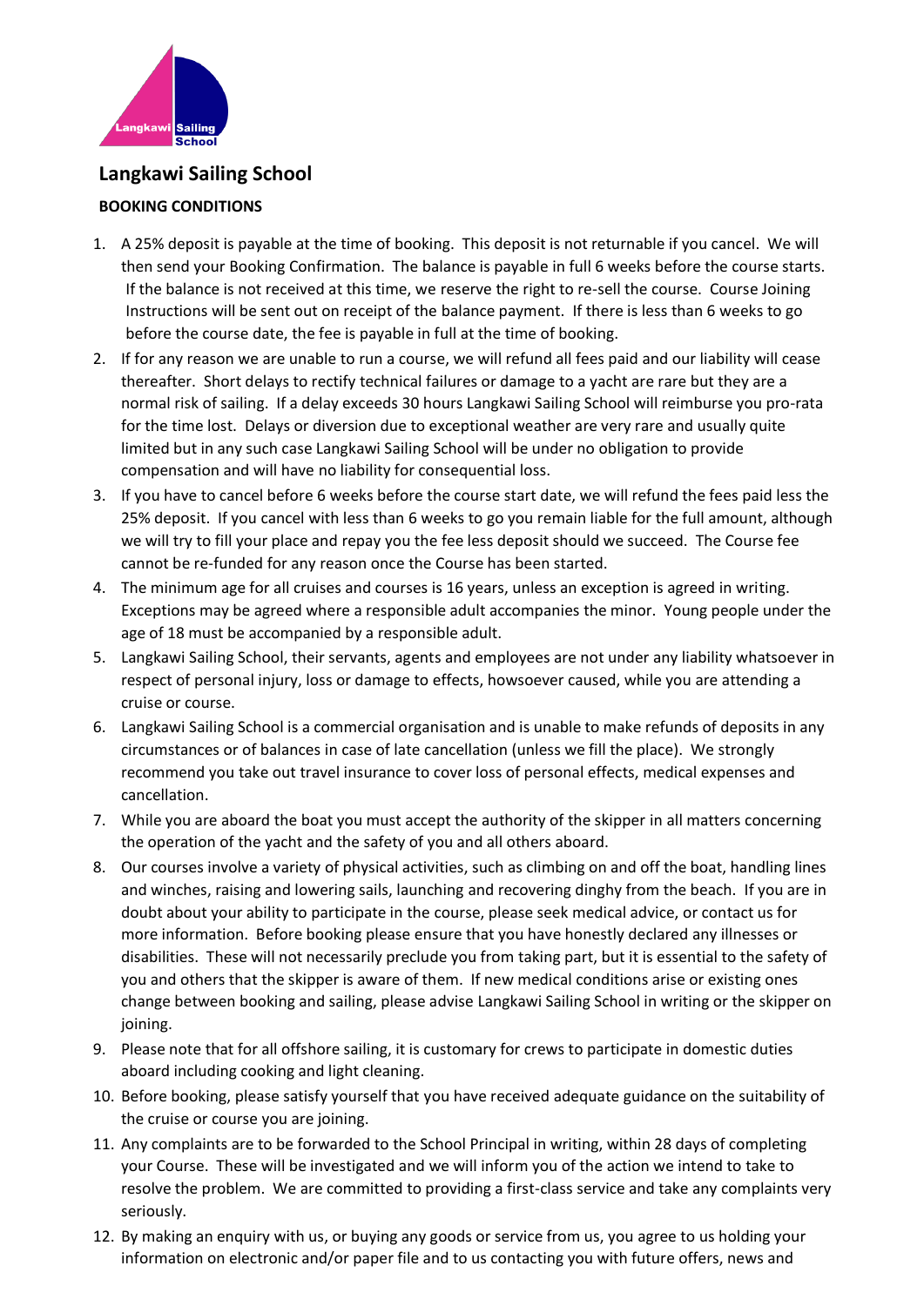# Langkawi Sailing School

**BOOKING CONDITIONS**

1. A 25% deposit is payable at the time of booking. This deposit is not returnable if you cancel. We will then send your Booking Confirmation. The balance is payable in full 6 weeks before the course starts. If the balance is not received at this time, we reserve the right to re-sell the course. Course Joining Instructions will be sent out on receipt of the balance payment. If there is less than 6 weeks to go before the course date, the fee is payable in full at the time of booking.
2. If for any reason we are unable to run a course, we will refund all fees paid and our liability will cease thereafter. Short delays to rectify technical failures or damage to a yacht are rare but they are a normal risk of sailing. If a delay exceeds 30 hours Langkawi Sailing School will reimburse you pro-rata for the time lost. Delays or diversion due to exceptional weather are very rare and usually quite limited but in any such case Langkawi Sailing School will be under no obligation to provide compensation and will have no liability for consequential loss.
3. If you have to cancel before 6 weeks before the course start date, we will refund the fees paid less the 25% deposit. If you cancel with less than 6 weeks to go you remain liable for the full amount, although we will try to fill your place and repay you the fee less deposit should we succeed. The Course fee cannot be re-funded for any reason once the Course has been started.
4. The minimum age for all cruises and courses is 16 years, unless an exception is agreed in writing. Exceptions may be agreed where a responsible adult accompanies the minor. Young people under the age of 18 must be accompanied by a responsible adult.
5. Langkawi Sailing School, their servants, agents and employees are not under any liability whatsoever in respect of personal injury, loss or damage to effects, howsoever caused, while you are attending a cruise or course.
6. Langkawi Sailing School is a commercial organisation and is unable to make refunds of deposits in any circumstances or of balances in case of late cancellation (unless we fill the place). We strongly recommend you take out travel insurance to cover loss of personal effects, medical expenses and cancellation.
7. While you are aboard the boat you must accept the authority of the skipper in all matters concerning the operation of the yacht and the safety of you and all others aboard.
8. Our courses involve a variety of physical activities, such as climbing on and off the boat, handling lines and winches, raising and lowering sails, launching and recovering dinghy from the beach. If you are in doubt about your ability to participate in the course, please seek medical advice, or contact us for more information. Before booking please ensure that you have honestly declared any illnesses or disabilities. These will not necessarily preclude you from taking part, but it is essential to the safety of you and others that the skipper is aware of them. If new medical conditions arise or existing ones change between booking and sailing, please advise Langkawi Sailing School in writing or the skipper on joining.
9. Please note that for all offshore sailing, it is customary for crews to participate in domestic duties aboard including cooking and light cleaning.
10. Before booking, please satisfy yourself that you have received adequate guidance on the suitability of the cruise or course you are joining.
11. Any complaints are to be forwarded to the School Principal in writing, within 28 days of completing your Course. These will be investigated and we will inform you of the action we intend to take to resolve the problem. We are committed to providing a first-class service and take any complaints very seriously.
12. By making an enquiry with us, or buying any goods or service from us, you agree to us holding your information on electronic and/or paper file and to us contacting you with future offers, news and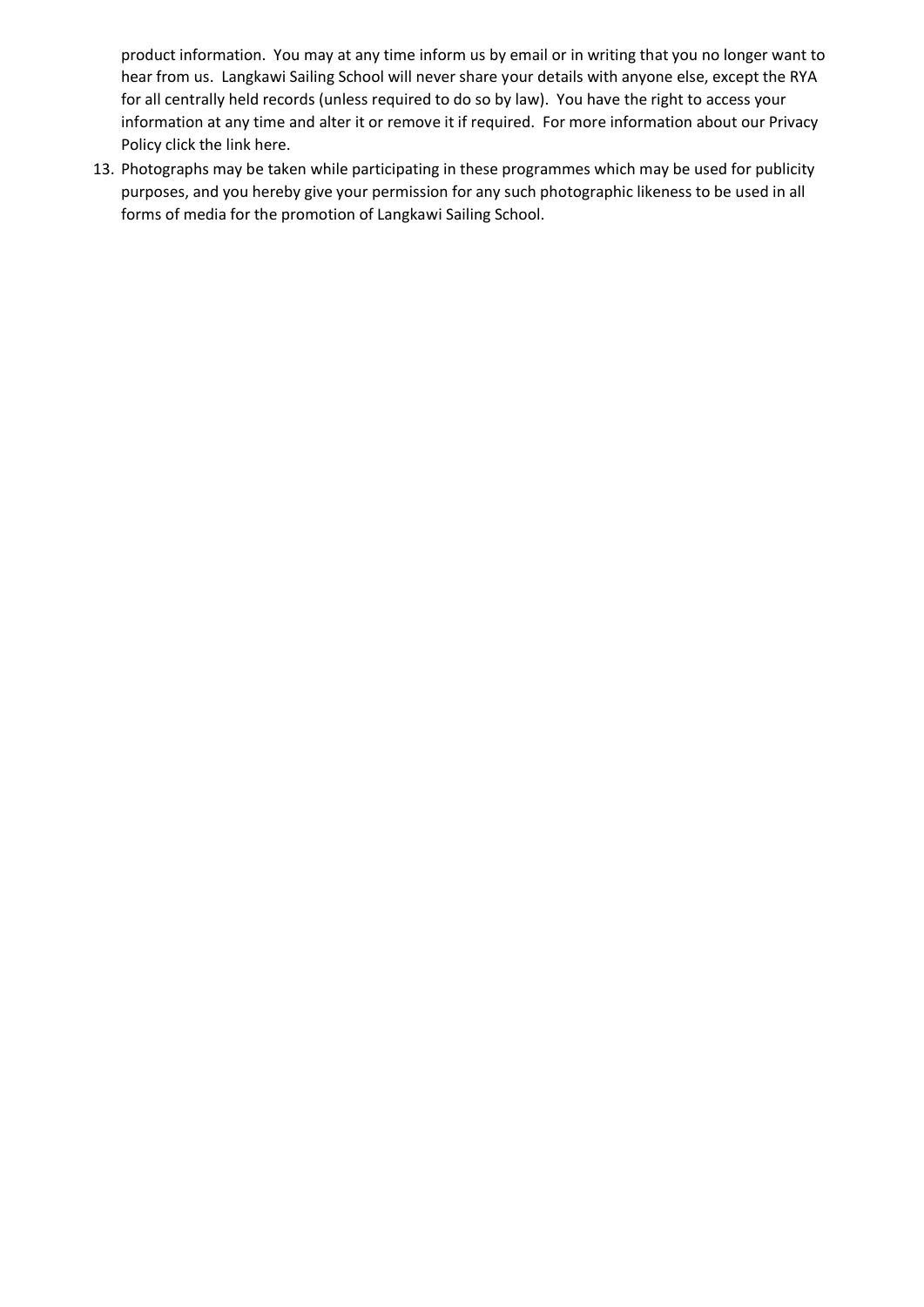product information. You may at any time inform us by email or in writing that you no longer want to hear from us. Langkawi Sailing School will never share your details with anyone else, except the RYA for all centrally held records (unless required to do so by law). You have the right to access your information at any time and alter it or remove it if required. For more information about our Privacy Policy click the link here.

13. Photographs may be taken while participating in these programmes which may be used for publicity purposes, and you hereby give your permission for any such photographic likeness to be used in all forms of media for the promotion of Langkawi Sailing School.